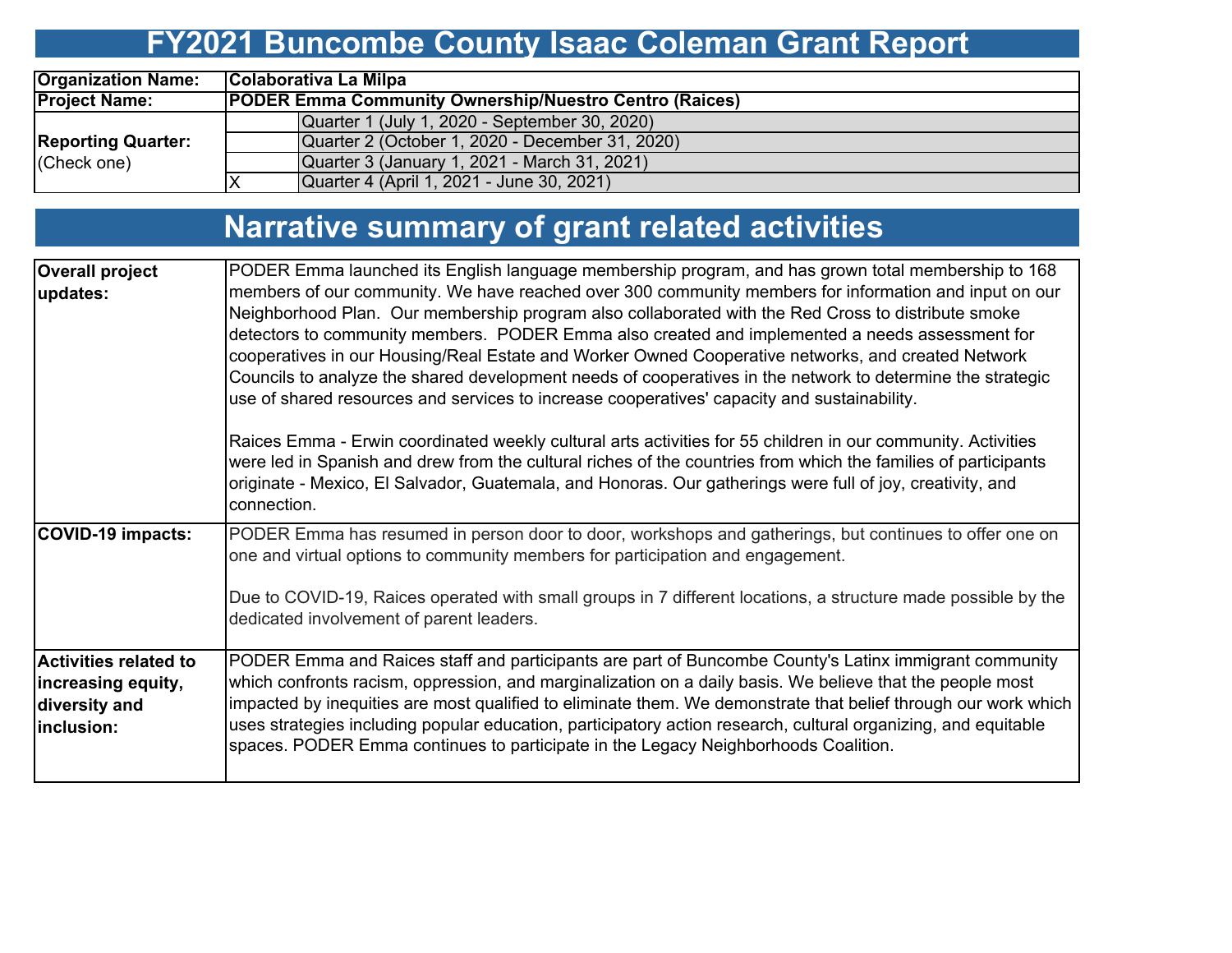# FY2021 Buncombe County Isaac Coleman Grant Report

| | | |
|---|---|---|
| **Organization Name:** | **Colaborativa La Milpa** | |
| **Project Name:** | **PODER Emma Community Ownership/Nuestro Centro (Raices)** | |
| **Reporting Quarter:** (Check one) | | Quarter 1 (July 1, 2020 - September 30, 2020) |
| | | Quarter 2 (October 1, 2020 - December 31, 2020) |
| | | Quarter 3 (January 1, 2021 - March 31, 2021) |
| | X | Quarter 4 (April 1, 2021 - June 30, 2021) |

# Narrative summary of grant related activities

| | |
|---|---|
| **Overall project updates:** | PODER Emma launched its English language membership program, and has grown total membership to 168 members of our community. We have reached over 300 community members for information and input on our Neighborhood Plan. Our membership program also collaborated with the Red Cross to distribute smoke detectors to community members. PODER Emma also created and implemented a needs assessment for cooperatives in our Housing/Real Estate and Worker Owned Cooperative networks, and created Network Councils to analyze the shared development needs of cooperatives in the network to determine the strategic use of shared resources and services to increase cooperatives' capacity and sustainability.<br><br>Raices Emma - Erwin coordinated weekly cultural arts activities for 55 children in our community. Activities were led in Spanish and drew from the cultural riches of the countries from which the families of participants originate - Mexico, El Salvador, Guatemala, and Honoras. Our gatherings were full of joy, creativity, and connection. |
| **COVID-19 impacts:** | PODER Emma has resumed in person door to door, workshops and gatherings, but continues to offer one on one and virtual options to community members for participation and engagement.<br><br>Due to COVID-19, Raices operated with small groups in 7 different locations, a structure made possible by the dedicated involvement of parent leaders. |
| **Activities related to increasing equity, diversity and inclusion:** | PODER Emma and Raices staff and participants are part of Buncombe County's Latinx immigrant community which confronts racism, oppression, and marginalization on a daily basis. We believe that the people most impacted by inequities are most qualified to eliminate them. We demonstrate that belief through our work which uses strategies including popular education, participatory action research, cultural organizing, and equitable spaces. PODER Emma continues to participate in the Legacy Neighborhoods Coalition. |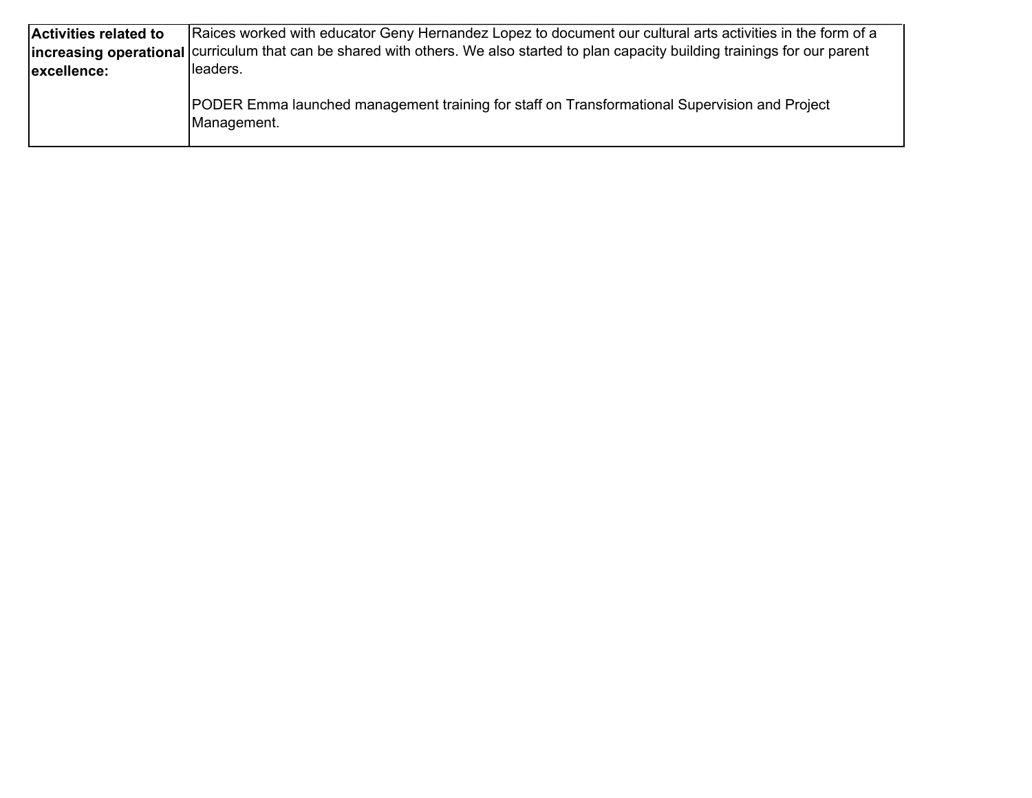| **Activities related to increasing operational excellence:** | Raices worked with educator Geny Hernandez Lopez to document our cultural arts activities in the form of a curriculum that can be shared with others. We also started to plan capacity building trainings for our parent leaders.<br><br>PODER Emma launched management training for staff on Transformational Supervision and Project Management. |
|---|---|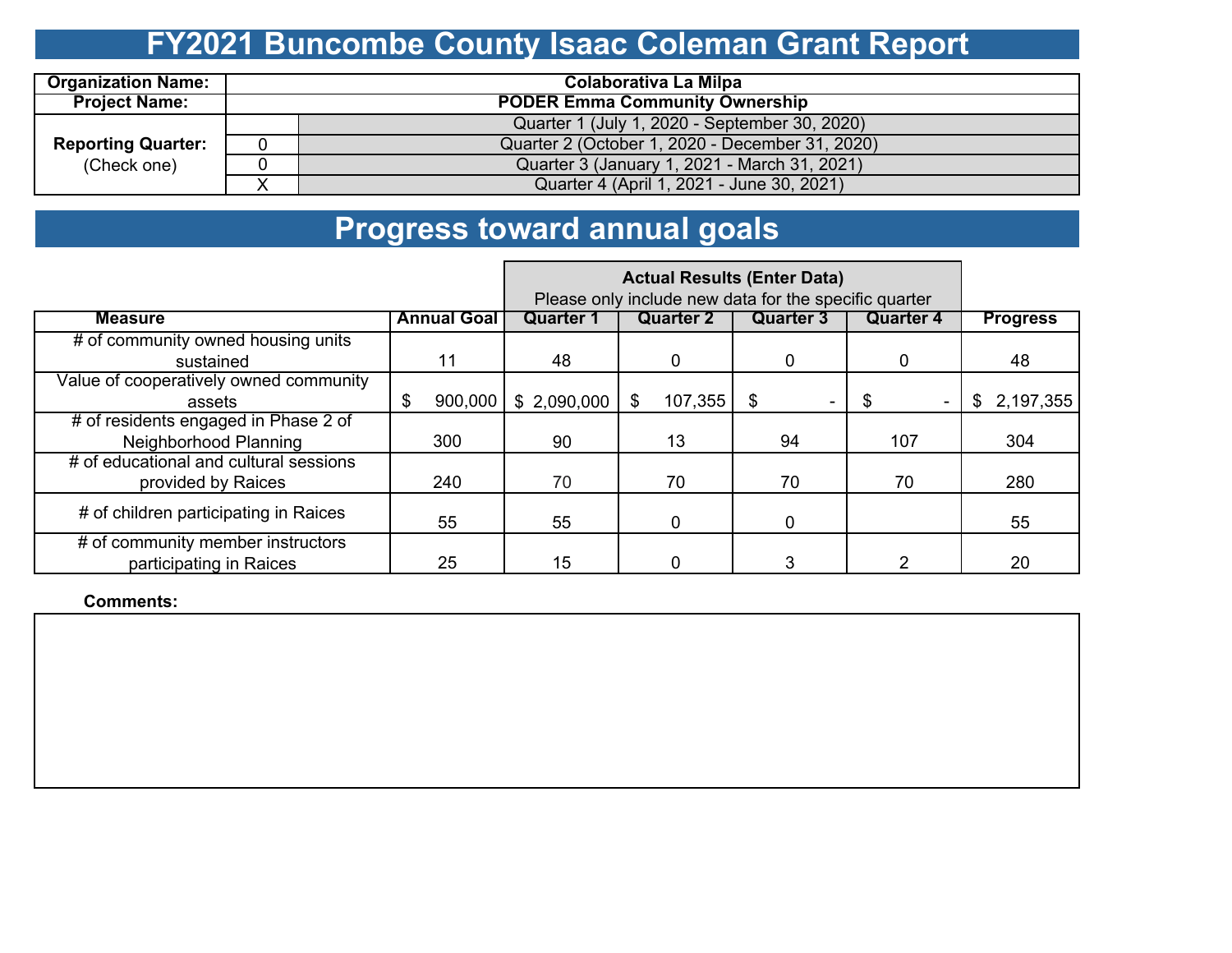# FY2021 Buncombe County Isaac Coleman Grant Report

| Organization Name: | Colaborativa La Milpa | |
|---|---|---|
| Project Name: | PODER Emma Community Ownership | |
| Reporting Quarter: (Check one) | | Quarter 1 (July 1, 2020 - September 30, 2020) |
| | 0 | Quarter 2 (October 1, 2020 - December 31, 2020) |
| | 0 | Quarter 3 (January 1, 2021 - March 31, 2021) |
| | X | Quarter 4 (April 1, 2021 - June 30, 2021) |

# Progress toward annual goals

| | | Actual Results (Enter Data) Please only include new data for the specific quarter | | | | |
|---|---|---|---|---|---|---|
| **Measure** | **Annual Goal** | **Quarter 1** | **Quarter 2** | **Quarter 3** | **Quarter 4** | **Progress** |
| # of community owned housing units sustained | 11 | 48 | 0 | 0 | 0 | 48 |
| Value of cooperatively owned community assets | $ 900,000 | $ 2,090,000 | $ 107,355 | $ - | $ - | $ 2,197,355 |
| # of residents engaged in Phase 2 of Neighborhood Planning | 300 | 90 | 13 | 94 | 107 | 304 |
| # of educational and cultural sessions provided by Raices | 240 | 70 | 70 | 70 | 70 | 280 |
| # of children participating in Raices | 55 | 55 | 0 | 0 | | 55 |
| # of community member instructors participating in Raices | 25 | 15 | 0 | 3 | 2 | 20 |

**Comments:**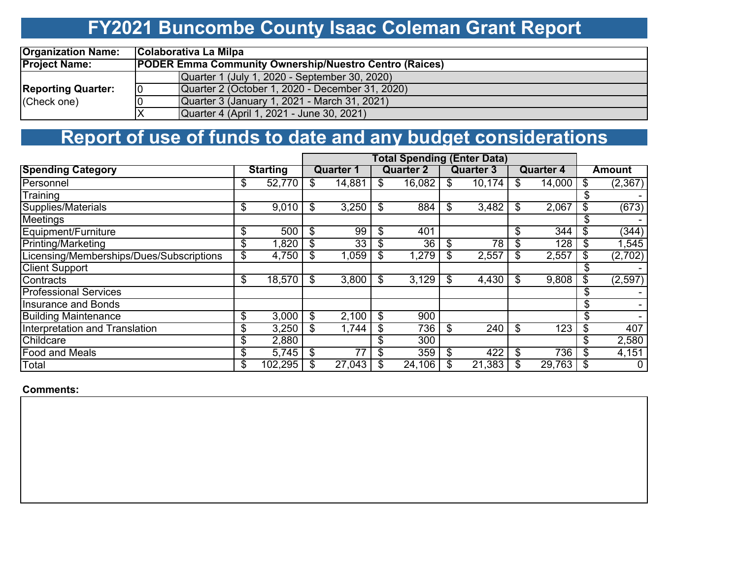# FY2021 Buncombe County Isaac Coleman Grant Report

| | | |
|---|---|---|
| **Organization Name:** | **Colaborativa La Milpa** | |
| **Project Name:** | **PODER Emma Community Ownership/Nuestro Centro (Raices)** | |
| **Reporting Quarter:** (Check one) | | Quarter 1 (July 1, 2020 - September 30, 2020) |
| | 0 | Quarter 2 (October 1, 2020 - December 31, 2020) |
| | 0 | Quarter 3 (January 1, 2021 - March 31, 2021) |
| | X | Quarter 4 (April 1, 2021 - June 30, 2021) |

# Report of use of funds to date and any budget considerations

| | | Total Spending (Enter Data) | | | | |
|---|---|---|---|---|---|---|
| **Spending Category** | **Starting** | **Quarter 1** | **Quarter 2** | **Quarter 3** | **Quarter 4** | **Amount** |
| Personnel | $ 52,770 | $ 14,881 | $ 16,082 | $ 10,174 | $ 14,000 | $ (2,367) |
| Training | | | | | | $ - |
| Supplies/Materials | $ 9,010 | $ 3,250 | $ 884 | $ 3,482 | $ 2,067 | $ (673) |
| Meetings | | | | | | $ - |
| Equipment/Furniture | $ 500 | $ 99 | $ 401 | | $ 344 | $ (344) |
| Printing/Marketing | $ 1,820 | $ 33 | $ 36 | $ 78 | $ 128 | $ 1,545 |
| Licensing/Memberships/Dues/Subscriptions | $ 4,750 | $ 1,059 | $ 1,279 | $ 2,557 | $ 2,557 | $ (2,702) |
| Client Support | | | | | | $ - |
| Contracts | $ 18,570 | $ 3,800 | $ 3,129 | $ 4,430 | $ 9,808 | $ (2,597) |
| Professional Services | | | | | | $ - |
| Insurance and Bonds | | | | | | $ - |
| Building Maintenance | $ 3,000 | $ 2,100 | $ 900 | | | $ - |
| Interpretation and Translation | $ 3,250 | $ 1,744 | $ 736 | $ 240 | $ 123 | $ 407 |
| Childcare | $ 2,880 | | $ 300 | | | $ 2,580 |
| Food and Meals | $ 5,745 | $ 77 | $ 359 | $ 422 | $ 736 | $ 4,151 |
| Total | $ 102,295 | $ 27,043 | $ 24,106 | $ 21,383 | $ 29,763 | $ 0 |

**Comments:**